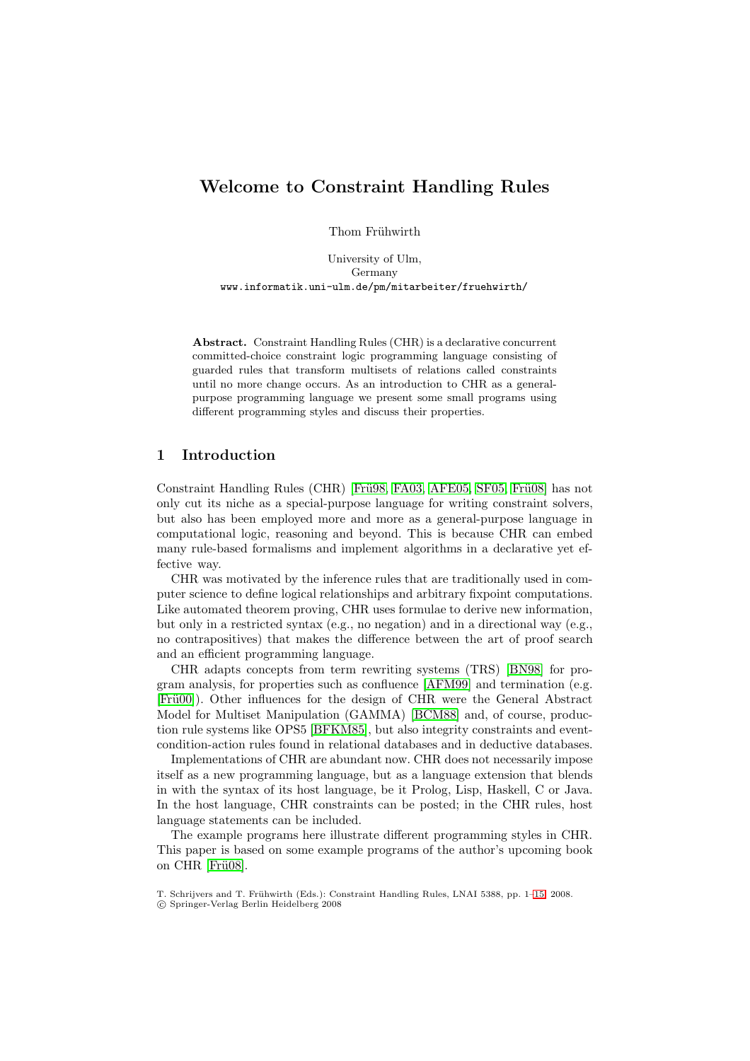# Welcome to Constraint Handling Rules

Thom Frühwirth

University of Ulm,
Germany
www.informatik.uni-ulm.de/pm/mitarbeiter/fruehwirth/

**Abstract.** Constraint Handling Rules (CHR) is a declarative concurrent committed-choice constraint logic programming language consisting of guarded rules that transform multisets of relations called constraints until no more change occurs. As an introduction to CHR as a general-purpose programming language we present some small programs using different programming styles and discuss their properties.

## 1 Introduction

Constraint Handling Rules (CHR) [Frü98, FA03, AFE05, SF05, Frü08] has not only cut its niche as a special-purpose language for writing constraint solvers, but also has been employed more and more as a general-purpose language in computational logic, reasoning and beyond. This is because CHR can embed many rule-based formalisms and implement algorithms in a declarative yet effective way.

CHR was motivated by the inference rules that are traditionally used in computer science to define logical relationships and arbitrary fixpoint computations. Like automated theorem proving, CHR uses formulae to derive new information, but only in a restricted syntax (e.g., no negation) and in a directional way (e.g., no contrapositives) that makes the difference between the art of proof search and an efficient programming language.

CHR adapts concepts from term rewriting systems (TRS) [BN98] for program analysis, for properties such as confluence [AFM99] and termination (e.g. [Frü00]). Other influences for the design of CHR were the General Abstract Model for Multiset Manipulation (GAMMA) [BCM88] and, of course, production rule systems like OPS5 [BFKM85], but also integrity constraints and event-condition-action rules found in relational databases and in deductive databases.

Implementations of CHR are abundant now. CHR does not necessarily impose itself as a new programming language, but as a language extension that blends in with the syntax of its host language, be it Prolog, Lisp, Haskell, C or Java. In the host language, CHR constraints can be posted; in the CHR rules, host language statements can be included.

The example programs here illustrate different programming styles in CHR. This paper is based on some example programs of the author's upcoming book on CHR [Frü08].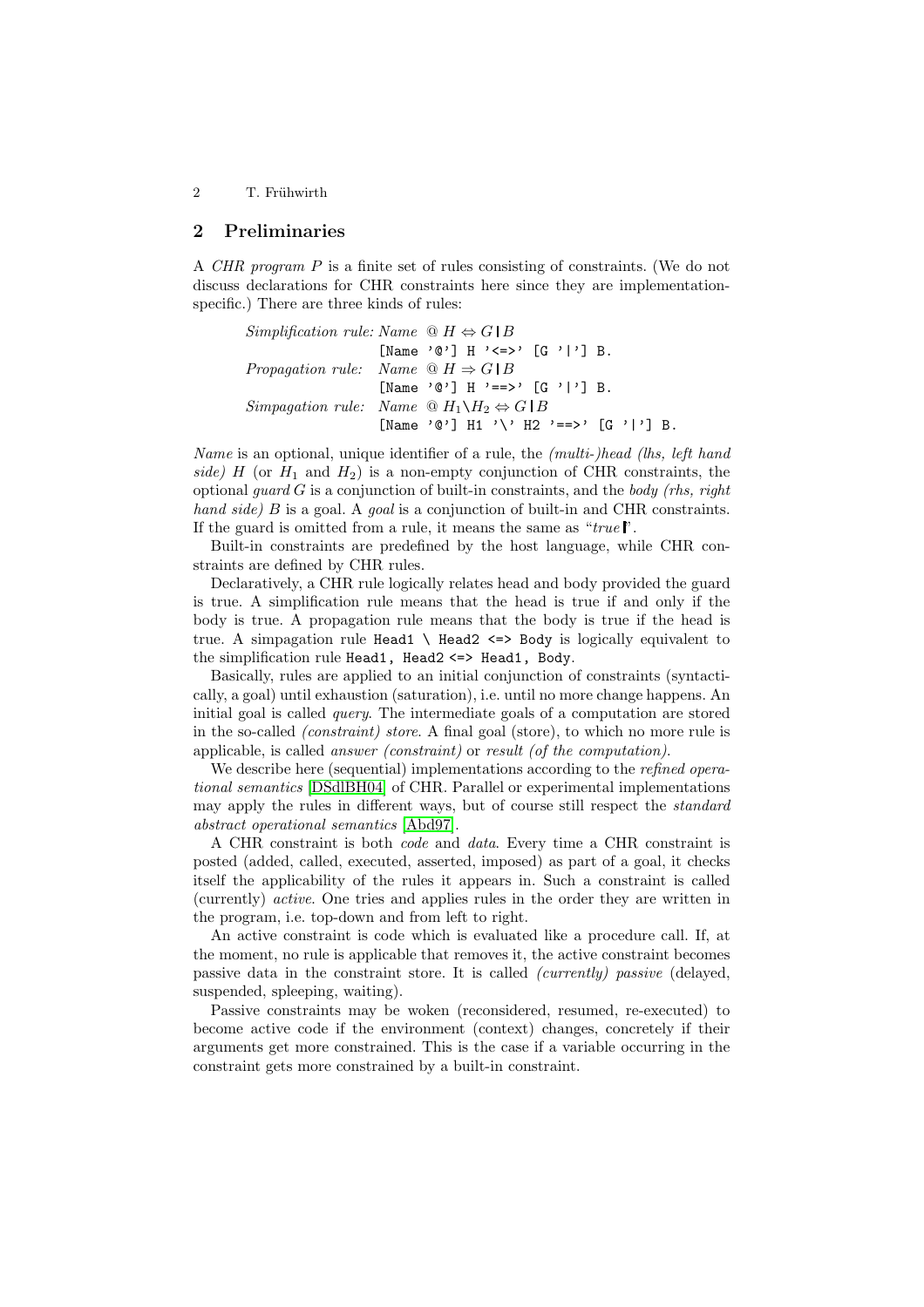## 2 Preliminaries

A *CHR program* $P$ is a finite set of rules consisting of constraints. (We do not discuss declarations for CHR constraints here since they are implementation-specific.) There are three kinds of rules:

*Simplification rule:* *Name* @ $H \Leftrightarrow G \mid B$
```
[Name '@'] H '<=>' [G '|'] B.
```
*Propagation rule:* *Name* @ $H \Rightarrow G \mid B$
```
[Name '@'] H '==>' [G '|'] B.
```
*Simpagation rule:* *Name* @ $H_1 \backslash H_2 \Leftrightarrow G \mid B$
```
[Name '@'] H1 '\' H2 '==>' [G '|'] B.
```

*Name* is an optional, unique identifier of a rule, the *(multi-)head (lhs, left hand side)* $H$ (or $H_1$ and $H_2$) is a non-empty conjunction of CHR constraints, the optional *guard* $G$ is a conjunction of built-in constraints, and the *body (rhs, right hand side)* $B$ is a goal. A *goal* is a conjunction of built-in and CHR constraints. If the guard is omitted from a rule, it means the same as "*true* |".

Built-in constraints are predefined by the host language, while CHR constraints are defined by CHR rules.

Declaratively, a CHR rule logically relates head and body provided the guard is true. A simplification rule means that the head is true if and only if the body is true. A propagation rule means that the body is true if the head is true. A simpagation rule `Head1 \ Head2 <=> Body` is logically equivalent to the simplification rule `Head1, Head2 <=> Head1, Body`.

Basically, rules are applied to an initial conjunction of constraints (syntactically, a goal) until exhaustion (saturation), i.e. until no more change happens. An initial goal is called *query*. The intermediate goals of a computation are stored in the so-called *(constraint) store*. A final goal (store), to which no more rule is applicable, is called *answer (constraint)* or *result (of the computation)*.

We describe here (sequential) implementations according to the *refined operational semantics* [DSdlBH04] of CHR. Parallel or experimental implementations may apply the rules in different ways, but of course still respect the *standard abstract operational semantics* [Abd97].

A CHR constraint is both *code* and *data*. Every time a CHR constraint is posted (added, called, executed, asserted, imposed) as part of a goal, it checks itself the applicability of the rules it appears in. Such a constraint is called (currently) *active*. One tries and applies rules in the order they are written in the program, i.e. top-down and from left to right.

An active constraint is code which is evaluated like a procedure call. If, at the moment, no rule is applicable that removes it, the active constraint becomes passive data in the constraint store. It is called *(currently) passive* (delayed, suspended, spleeping, waiting).

Passive constraints may be woken (reconsidered, resumed, re-executed) to become active code if the environment (context) changes, concretely if their arguments get more constrained. This is the case if a variable occurring in the constraint gets more constrained by a built-in constraint.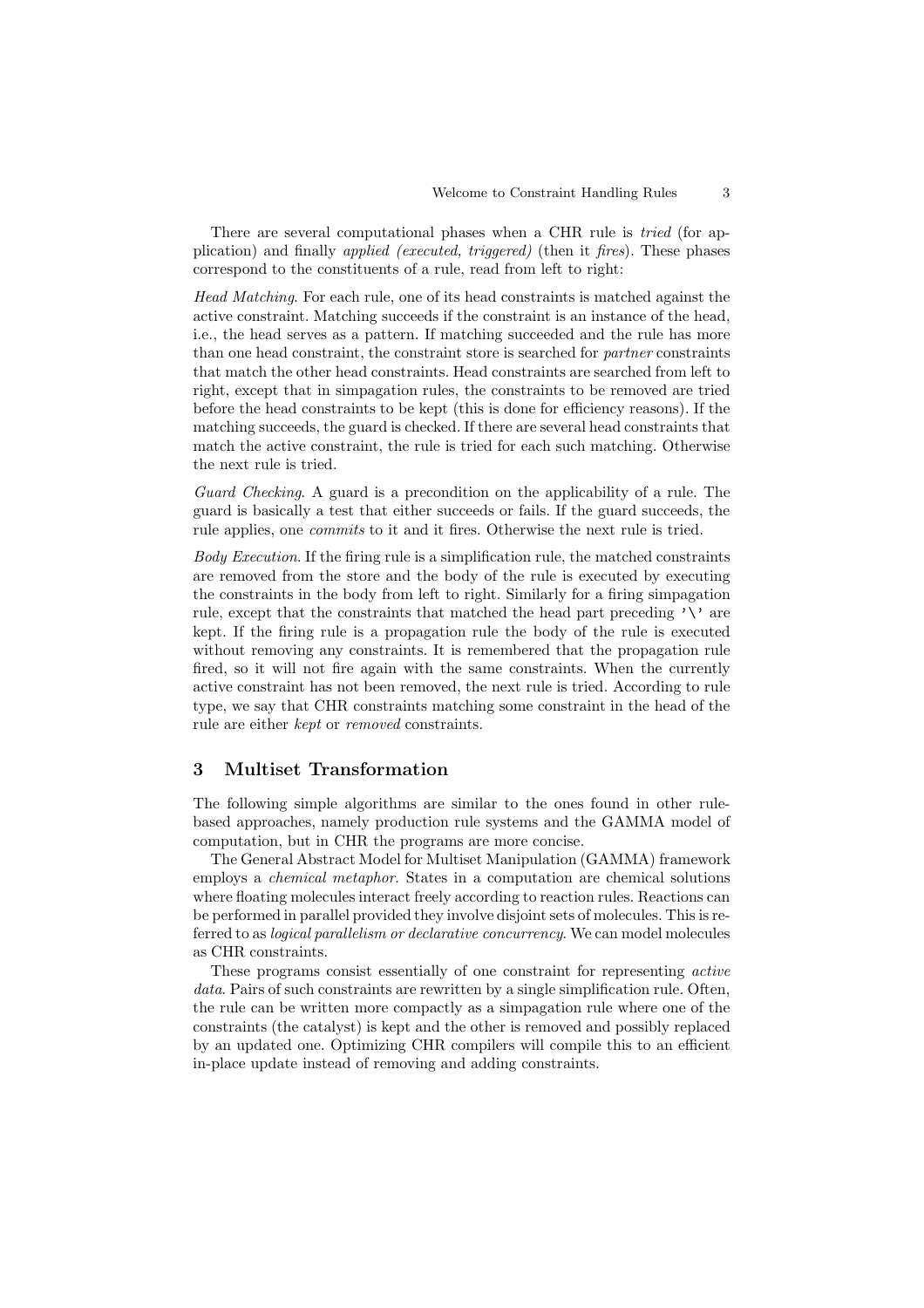There are several computational phases when a CHR rule is *tried* (for application) and finally *applied (executed, triggered)* (then it *fires*). These phases correspond to the constituents of a rule, read from left to right:

*Head Matching*. For each rule, one of its head constraints is matched against the active constraint. Matching succeeds if the constraint is an instance of the head, i.e., the head serves as a pattern. If matching succeeded and the rule has more than one head constraint, the constraint store is searched for *partner* constraints that match the other head constraints. Head constraints are searched from left to right, except that in simpagation rules, the constraints to be removed are tried before the head constraints to be kept (this is done for efficiency reasons). If the matching succeeds, the guard is checked. If there are several head constraints that match the active constraint, the rule is tried for each such matching. Otherwise the next rule is tried.

*Guard Checking*. A guard is a precondition on the applicability of a rule. The guard is basically a test that either succeeds or fails. If the guard succeeds, the rule applies, one *commits* to it and it fires. Otherwise the next rule is tried.

*Body Execution*. If the firing rule is a simplification rule, the matched constraints are removed from the store and the body of the rule is executed by executing the constraints in the body from left to right. Similarly for a firing simpagation rule, except that the constraints that matched the head part preceding '\' are kept. If the firing rule is a propagation rule the body of the rule is executed without removing any constraints. It is remembered that the propagation rule fired, so it will not fire again with the same constraints. When the currently active constraint has not been removed, the next rule is tried. According to rule type, we say that CHR constraints matching some constraint in the head of the rule are either *kept* or *removed* constraints.

## 3 Multiset Transformation

The following simple algorithms are similar to the ones found in other rule-based approaches, namely production rule systems and the GAMMA model of computation, but in CHR the programs are more concise.

The General Abstract Model for Multiset Manipulation (GAMMA) framework employs a *chemical metaphor*. States in a computation are chemical solutions where floating molecules interact freely according to reaction rules. Reactions can be performed in parallel provided they involve disjoint sets of molecules. This is referred to as *logical parallelism or declarative concurrency*. We can model molecules as CHR constraints.

These programs consist essentially of one constraint for representing *active data*. Pairs of such constraints are rewritten by a single simplification rule. Often, the rule can be written more compactly as a simpagation rule where one of the constraints (the catalyst) is kept and the other is removed and possibly replaced by an updated one. Optimizing CHR compilers will compile this to an efficient in-place update instead of removing and adding constraints.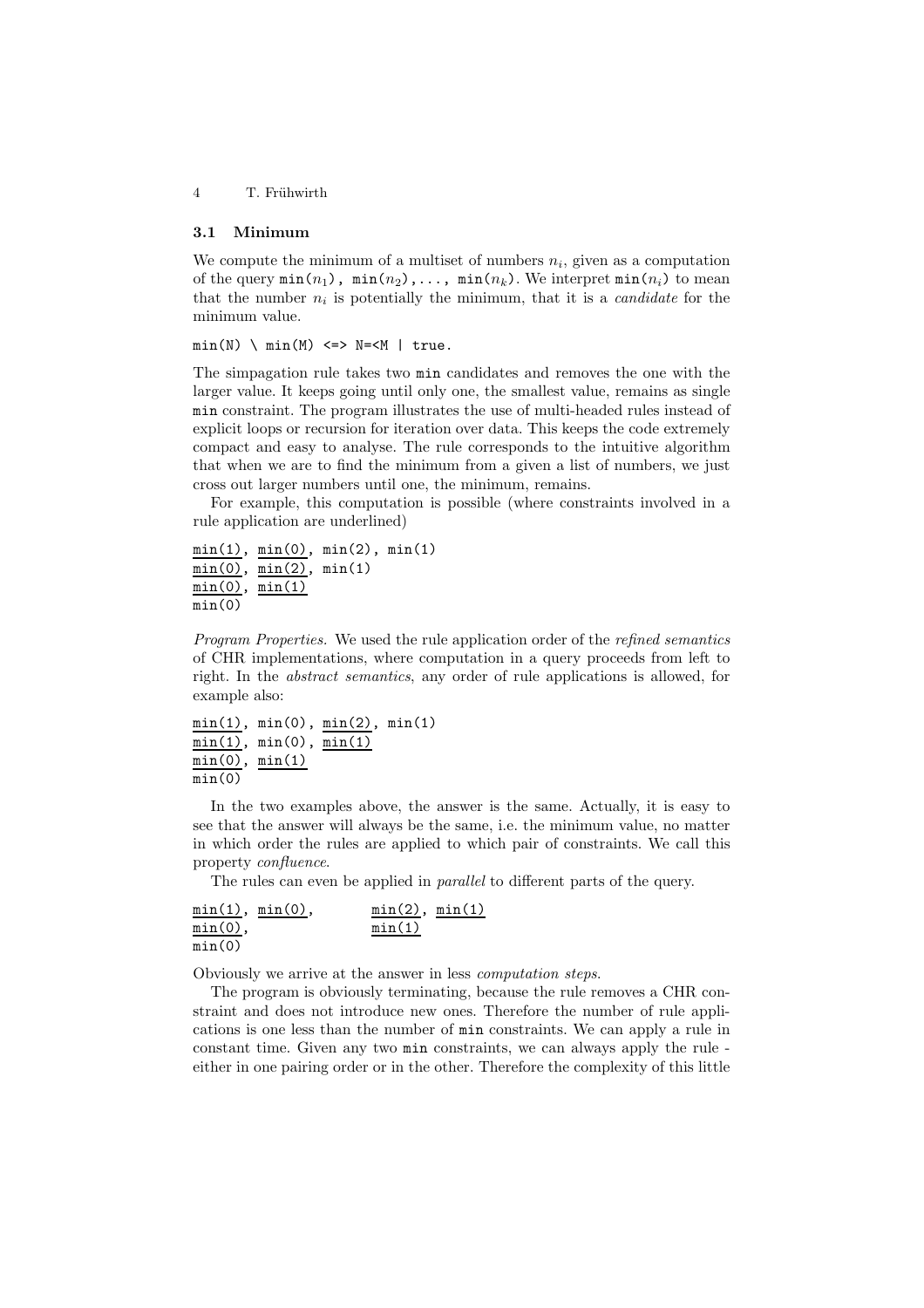### 3.1 Minimum

We compute the minimum of a multiset of numbers $n_i$, given as a computation of the query `min(`$n_1$`), min(`$n_2$`),..., min(`$n_k$`)`. We interpret `min(`$n_i$`)` to mean that the number $n_i$ is potentially the minimum, that it is a *candidate* for the minimum value.

```
min(N) \ min(M) <=> N=<M | true.
```

The simpagation rule takes two `min` candidates and removes the one with the larger value. It keeps going until only one, the smallest value, remains as single `min` constraint. The program illustrates the use of multi-headed rules instead of explicit loops or recursion for iteration over data. This keeps the code extremely compact and easy to analyse. The rule corresponds to the intuitive algorithm that when we are to find the minimum from a given a list of numbers, we just cross out larger numbers until one, the minimum, remains.

For example, this computation is possible (where constraints involved in a rule application are underlined)

```
min(1), min(0), min(2), min(1)
min(0), min(2), min(1)
min(0), min(1)
min(0)
```

*Program Properties.* We used the rule application order of the *refined semantics* of CHR implementations, where computation in a query proceeds from left to right. In the *abstract semantics*, any order of rule applications is allowed, for example also:

```
min(1), min(0), min(2), min(1)
min(1), min(0), min(1)
min(0), min(1)
min(0)
```

In the two examples above, the answer is the same. Actually, it is easy to see that the answer will always be the same, i.e. the minimum value, no matter in which order the rules are applied to which pair of constraints. We call this property *confluence*.

The rules can even be applied in *parallel* to different parts of the query.

```
min(1), min(0),          min(2), min(1)
min(0),                  min(1)
min(0)
```

Obviously we arrive at the answer in less *computation steps*.

The program is obviously terminating, because the rule removes a CHR constraint and does not introduce new ones. Therefore the number of rule applications is one less than the number of `min` constraints. We can apply a rule in constant time. Given any two `min` constraints, we can always apply the rule - either in one pairing order or in the other. Therefore the complexity of this little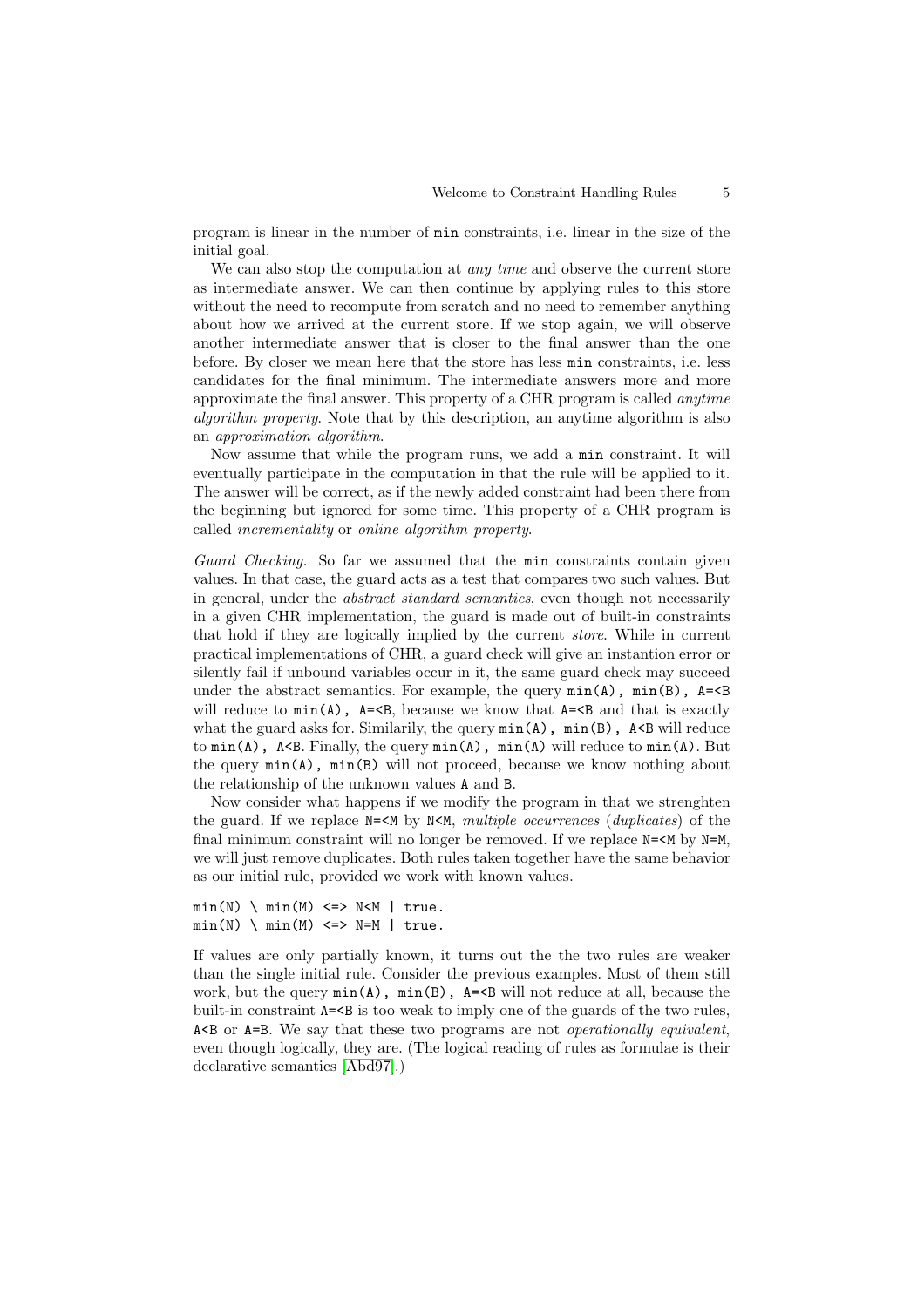program is linear in the number of min constraints, i.e. linear in the size of the initial goal.

We can also stop the computation at *any time* and observe the current store as intermediate answer. We can then continue by applying rules to this store without the need to recompute from scratch and no need to remember anything about how we arrived at the current store. If we stop again, we will observe another intermediate answer that is closer to the final answer than the one before. By closer we mean here that the store has less min constraints, i.e. less candidates for the final minimum. The intermediate answers more and more approximate the final answer. This property of a CHR program is called *anytime algorithm property*. Note that by this description, an anytime algorithm is also an *approximation algorithm*.

Now assume that while the program runs, we add a min constraint. It will eventually participate in the computation in that the rule will be applied to it. The answer will be correct, as if the newly added constraint had been there from the beginning but ignored for some time. This property of a CHR program is called *incrementality* or *online algorithm property*.

*Guard Checking.* So far we assumed that the min constraints contain given values. In that case, the guard acts as a test that compares two such values. But in general, under the *abstract standard semantics*, even though not necessarily in a given CHR implementation, the guard is made out of built-in constraints that hold if they are logically implied by the current *store*. While in current practical implementations of CHR, a guard check will give an instantion error or silently fail if unbound variables occur in it, the same guard check may succeed under the abstract semantics. For example, the query `min(A), min(B), A=<B` will reduce to `min(A), A=<B`, because we know that `A=<B` and that is exactly what the guard asks for. Similarily, the query `min(A), min(B), A<B` will reduce to `min(A), A<B`. Finally, the query `min(A), min(A)` will reduce to `min(A)`. But the query `min(A), min(B)` will not proceed, because we know nothing about the relationship of the unknown values `A` and `B`.

Now consider what happens if we modify the program in that we strenghten the guard. If we replace `N=<M` by `N<M`, *multiple occurrences* (*duplicates*) of the final minimum constraint will no longer be removed. If we replace `N=<M` by `N=M`, we will just remove duplicates. Both rules taken together have the same behavior as our initial rule, provided we work with known values.

```
min(N) \ min(M) <=> N<M | true.
min(N) \ min(M) <=> N=M | true.
```

If values are only partially known, it turns out the the two rules are weaker than the single initial rule. Consider the previous examples. Most of them still work, but the query `min(A), min(B), A=<B` will not reduce at all, because the built-in constraint `A=<B` is too weak to imply one of the guards of the two rules, `A<B` or `A=B`. We say that these two programs are not *operationally equivalent*, even though logically, they are. (The logical reading of rules as formulae is their declarative semantics [Abd97].)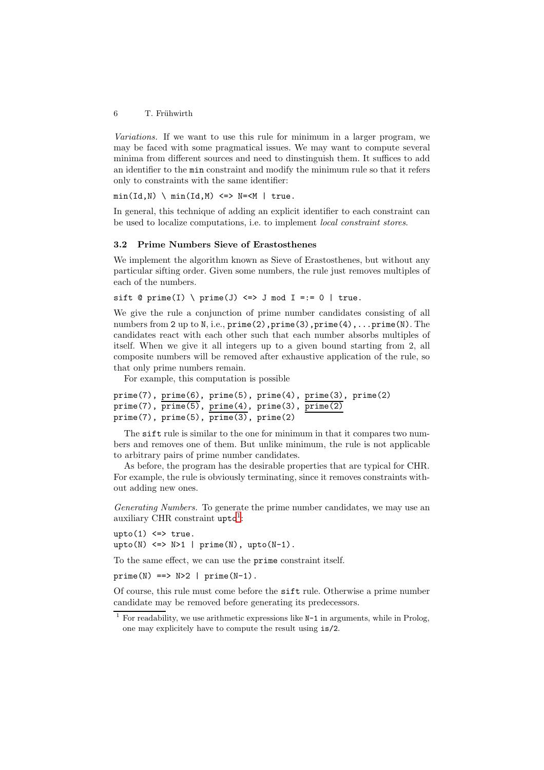*Variations.* If we want to use this rule for minimum in a larger program, we may be faced with some pragmatical issues. We may want to compute several minima from different sources and need to dinstinguish them. It suffices to add an identifier to the min constraint and modify the minimum rule so that it refers only to constraints with the same identifier:

```
min(Id,N) \ min(Id,M) <=> N=<M | true.
```

In general, this technique of adding an explicit identifier to each constraint can be used to localize computations, i.e. to implement *local constraint stores*.

### 3.2 Prime Numbers Sieve of Erastosthenes

We implement the algorithm known as Sieve of Erastosthenes, but without any particular sifting order. Given some numbers, the rule just removes multiples of each of the numbers.

```
sift @ prime(I) \ prime(J) <=> J mod I =:= 0 | true.
```

We give the rule a conjunction of prime number candidates consisting of all numbers from 2 up to N, i.e., prime(2),prime(3),prime(4),...prime(N). The candidates react with each other such that each number absorbs multiples of itself. When we give it all integers up to a given bound starting from 2, all composite numbers will be removed after exhaustive application of the rule, so that only prime numbers remain.

For example, this computation is possible

```
prime(7), prime(6), prime(5), prime(4), prime(3), prime(2)
prime(7), prime(5), prime(4), prime(3), prime(2)
prime(7), prime(5), prime(3), prime(2)
```

The sift rule is similar to the one for minimum in that it compares two numbers and removes one of them. But unlike minimum, the rule is not applicable to arbitrary pairs of prime number candidates.

As before, the program has the desirable properties that are typical for CHR. For example, the rule is obviously terminating, since it removes constraints without adding new ones.

*Generating Numbers.* To generate the prime number candidates, we may use an auxiliary CHR constraint upto[1]:

```
upto(1) <=> true.
upto(N) <=> N>1 | prime(N), upto(N-1).
```

To the same effect, we can use the prime constraint itself.

```
prime(N) ==> N>2 | prime(N-1).
```

Of course, this rule must come before the sift rule. Otherwise a prime number candidate may be removed before generating its predecessors.

[1] For readability, we use arithmetic expressions like N-1 in arguments, while in Prolog, one may explicitely have to compute the result using is/2.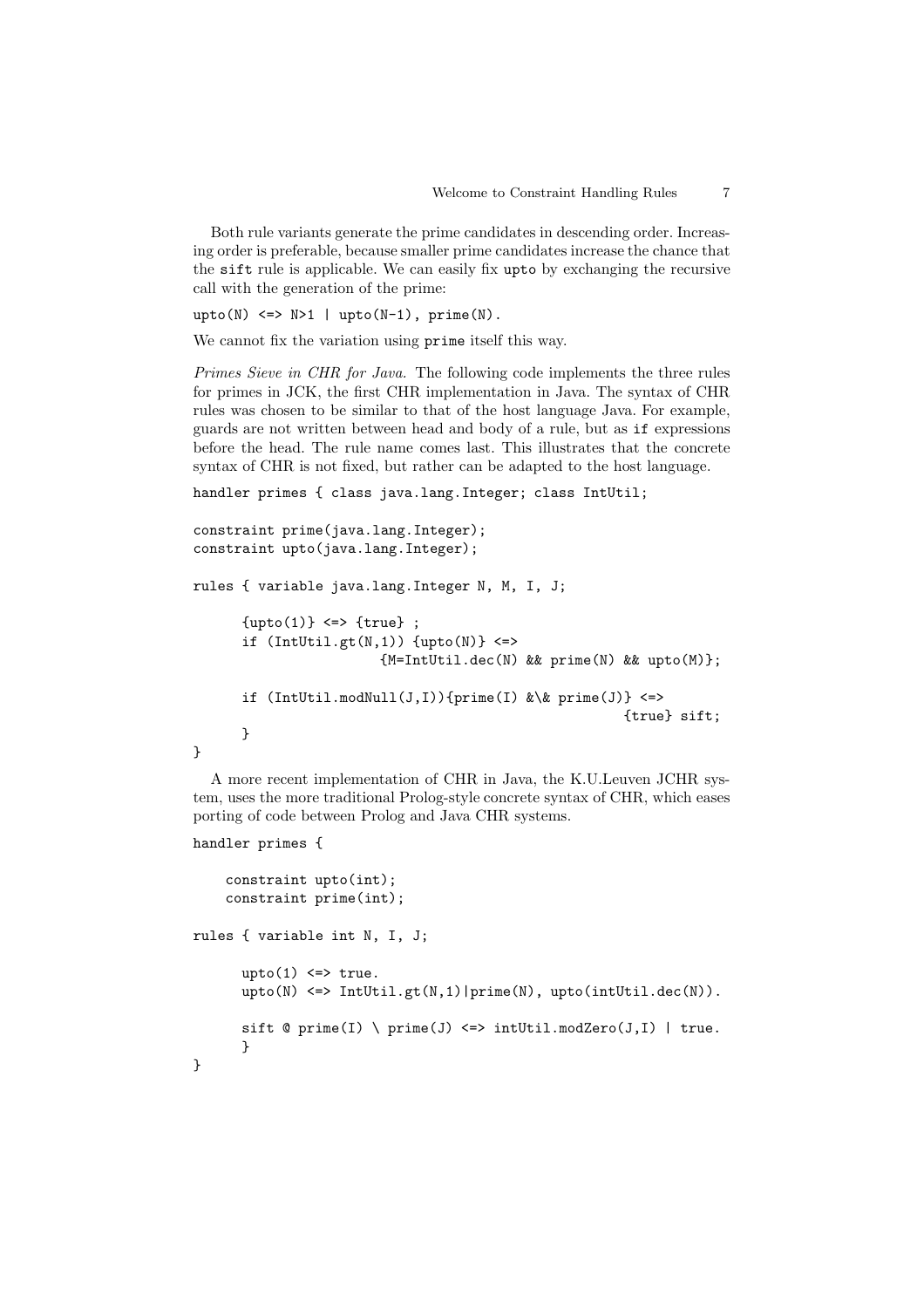Both rule variants generate the prime candidates in descending order. Increasing order is preferable, because smaller prime candidates increase the chance that the `sift` rule is applicable. We can easily fix `upto` by exchanging the recursive call with the generation of the prime:

```
upto(N) <=> N>1 | upto(N-1), prime(N).
```

We cannot fix the variation using `prime` itself this way.

*Primes Sieve in CHR for Java.* The following code implements the three rules for primes in JCK, the first CHR implementation in Java. The syntax of CHR rules was chosen to be similar to that of the host language Java. For example, guards are not written between head and body of a rule, but as `if` expressions before the head. The rule name comes last. This illustrates that the concrete syntax of CHR is not fixed, but rather can be adapted to the host language.

```
handler primes { class java.lang.Integer; class IntUtil;

constraint prime(java.lang.Integer);
constraint upto(java.lang.Integer);

rules { variable java.lang.Integer N, M, I, J;

      {upto(1)} <=> {true} ;
      if (IntUtil.gt(N,1)) {upto(N)} <=>
                        {M=IntUtil.dec(N) && prime(N) && upto(M)};

      if (IntUtil.modNull(J,I)){prime(I) &\& prime(J)} <=>
                                                      {true} sift;
      }
}
```

A more recent implementation of CHR in Java, the K.U.Leuven JCHR system, uses the more traditional Prolog-style concrete syntax of CHR, which eases porting of code between Prolog and Java CHR systems.

```
handler primes {

    constraint upto(int);
    constraint prime(int);

rules { variable int N, I, J;

      upto(1) <=> true.
      upto(N) <=> IntUtil.gt(N,1)|prime(N), upto(intUtil.dec(N)).

      sift @ prime(I) \ prime(J) <=> intUtil.modZero(J,I) | true.
      }
}
```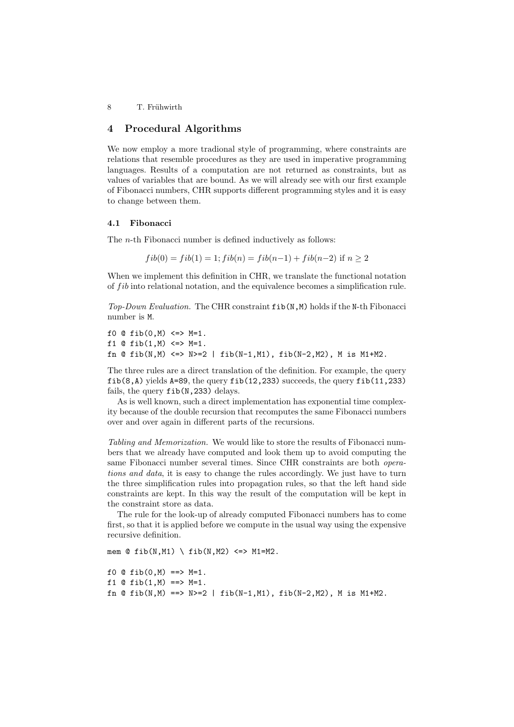## 4 Procedural Algorithms

We now employ a more tradional style of programming, where constraints are relations that resemble procedures as they are used in imperative programming languages. Results of a computation are not returned as constraints, but as values of variables that are bound. As we will already see with our first example of Fibonacci numbers, CHR supports different programming styles and it is easy to change between them.

### 4.1 Fibonacci

The $n$-th Fibonacci number is defined inductively as follows:

$$fib(0) = fib(1) = 1; fib(n) = fib(n-1) + fib(n-2) \text{ if } n \geq 2$$

When we implement this definition in CHR, we translate the functional notation of $fib$ into relational notation, and the equivalence becomes a simplification rule.

*Top-Down Evaluation.* The CHR constraint `fib(N,M)` holds if the `N`-th Fibonacci number is `M`.

```
f0 @ fib(0,M) <=> M=1.
f1 @ fib(1,M) <=> M=1.
fn @ fib(N,M) <=> N>=2 | fib(N-1,M1), fib(N-2,M2), M is M1+M2.
```

The three rules are a direct translation of the definition. For example, the query `fib(8,A)` yields `A=89`, the query `fib(12,233)` succeeds, the query `fib(11,233)` fails, the query `fib(N,233)` delays.

As is well known, such a direct implementation has exponential time complexity because of the double recursion that recomputes the same Fibonacci numbers over and over again in different parts of the recursions.

*Tabling and Memorization.* We would like to store the results of Fibonacci numbers that we already have computed and look them up to avoid computing the same Fibonacci number several times. Since CHR constraints are both *operations and data*, it is easy to change the rules accordingly. We just have to turn the three simplification rules into propagation rules, so that the left hand side constraints are kept. In this way the result of the computation will be kept in the constraint store as data.

The rule for the look-up of already computed Fibonacci numbers has to come first, so that it is applied before we compute in the usual way using the expensive recursive definition.

```
mem @ fib(N,M1) \ fib(N,M2) <=> M1=M2.

f0 @ fib(0,M) ==> M=1.
f1 @ fib(1,M) ==> M=1.
fn @ fib(N,M) ==> N>=2 | fib(N-1,M1), fib(N-2,M2), M is M1+M2.
```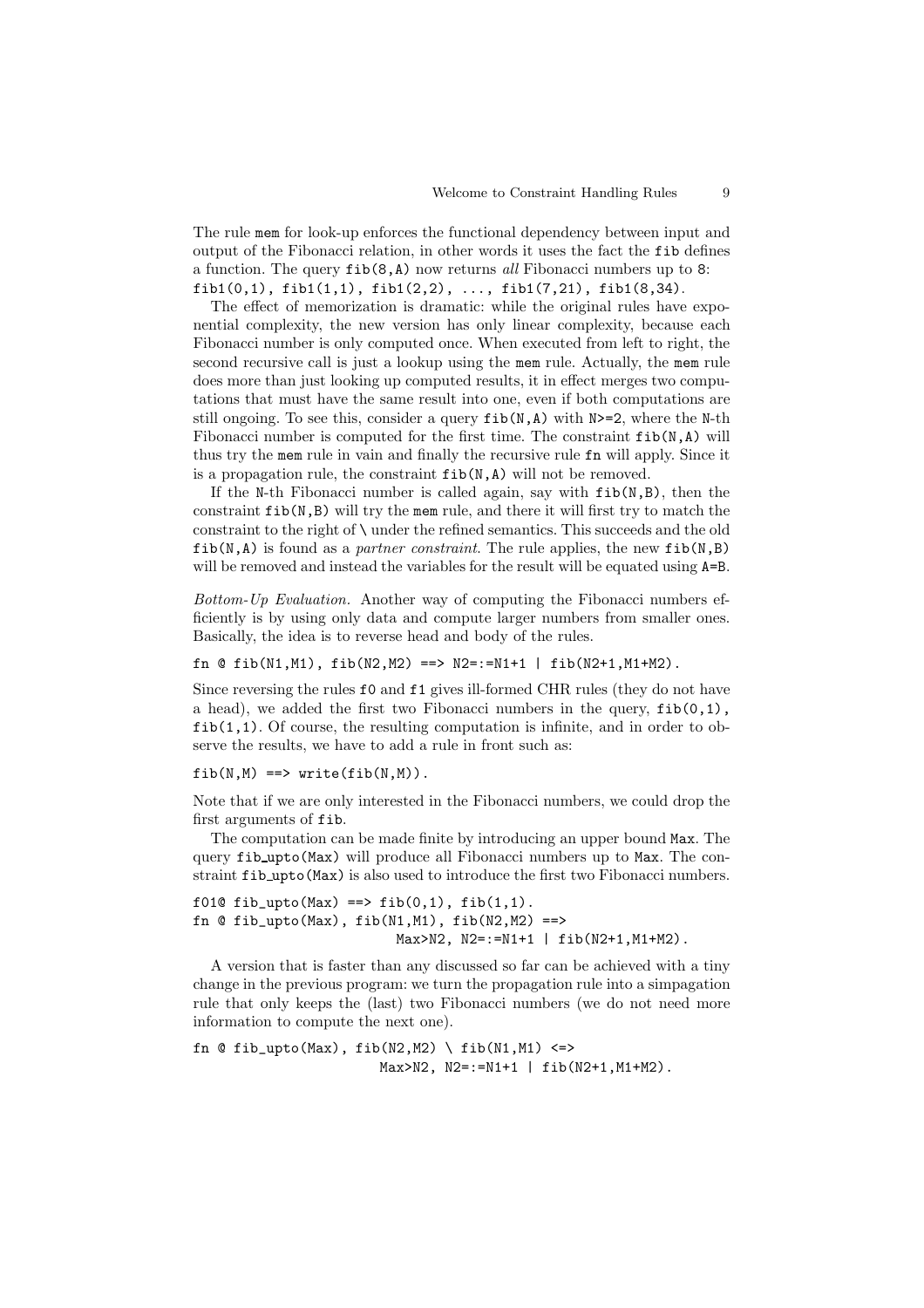The rule `mem` for look-up enforces the functional dependency between input and output of the Fibonacci relation, in other words it uses the fact the `fib` defines a function. The query `fib(8,A)` now returns *all* Fibonacci numbers up to 8: `fib1(0,1), fib1(1,1), fib1(2,2), ..., fib1(7,21), fib1(8,34)`.

The effect of memorization is dramatic: while the original rules have exponential complexity, the new version has only linear complexity, because each Fibonacci number is only computed once. When executed from left to right, the second recursive call is just a lookup using the `mem` rule. Actually, the `mem` rule does more than just looking up computed results, it in effect merges two computations that must have the same result into one, even if both computations are still ongoing. To see this, consider a query `fib(N,A)` with `N>=2`, where the `N`-th Fibonacci number is computed for the first time. The constraint `fib(N,A)` will thus try the `mem` rule in vain and finally the recursive rule `fn` will apply. Since it is a propagation rule, the constraint `fib(N,A)` will not be removed.

If the `N`-th Fibonacci number is called again, say with `fib(N,B)`, then the constraint `fib(N,B)` will try the `mem` rule, and there it will first try to match the constraint to the right of \ under the refined semantics. This succeeds and the old `fib(N,A)` is found as a *partner constraint*. The rule applies, the new `fib(N,B)` will be removed and instead the variables for the result will be equated using `A=B`.

*Bottom-Up Evaluation.* Another way of computing the Fibonacci numbers efficiently is by using only data and compute larger numbers from smaller ones. Basically, the idea is to reverse head and body of the rules.

```
fn @ fib(N1,M1), fib(N2,M2) ==> N2=:=N1+1 | fib(N2+1,M1+M2).
```

Since reversing the rules `f0` and `f1` gives ill-formed CHR rules (they do not have a head), we added the first two Fibonacci numbers in the query, `fib(0,1)`, `fib(1,1)`. Of course, the resulting computation is infinite, and in order to observe the results, we have to add a rule in front such as:

```
fib(N,M) ==> write(fib(N,M)).
```

Note that if we are only interested in the Fibonacci numbers, we could drop the first arguments of `fib`.

The computation can be made finite by introducing an upper bound `Max`. The query `fib_upto(Max)` will produce all Fibonacci numbers up to `Max`. The constraint `fib_upto(Max)` is also used to introduce the first two Fibonacci numbers.

```
f01@ fib_upto(Max) ==> fib(0,1), fib(1,1).
fn @ fib_upto(Max), fib(N1,M1), fib(N2,M2) ==>
                          Max>N2, N2=:=N1+1 | fib(N2+1,M1+M2).
```

A version that is faster than any discussed so far can be achieved with a tiny change in the previous program: we turn the propagation rule into a simpagation rule that only keeps the (last) two Fibonacci numbers (we do not need more information to compute the next one).

```
fn @ fib_upto(Max), fib(N2,M2) \ fib(N1,M1) <=>
                        Max>N2, N2=:=N1+1 | fib(N2+1,M1+M2).
```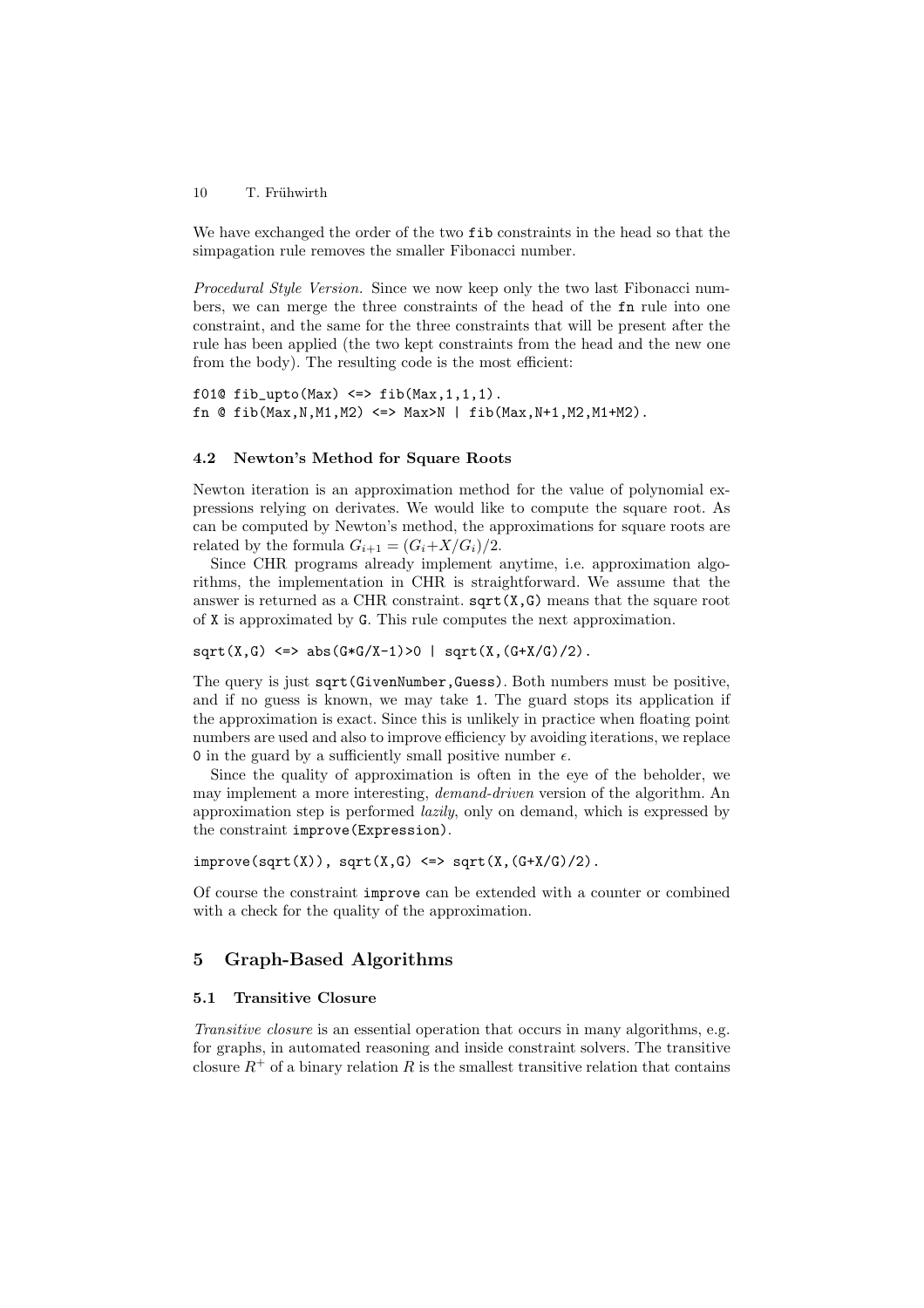We have exchanged the order of the two `fib` constraints in the head so that the simpagation rule removes the smaller Fibonacci number.

*Procedural Style Version.* Since we now keep only the two last Fibonacci numbers, we can merge the three constraints of the head of the `fn` rule into one constraint, and the same for the three constraints that will be present after the rule has been applied (the two kept constraints from the head and the new one from the body). The resulting code is the most efficient:

```
f01@ fib_upto(Max) <=> fib(Max,1,1,1).
fn @ fib(Max,N,M1,M2) <=> Max>N | fib(Max,N+1,M2,M1+M2).
```

### 4.2 Newton's Method for Square Roots

Newton iteration is an approximation method for the value of polynomial expressions relying on derivates. We would like to compute the square root. As can be computed by Newton's method, the approximations for square roots are related by the formula $G_{i+1} = (G_i + X/G_i)/2$.

Since CHR programs already implement anytime, i.e. approximation algorithms, the implementation in CHR is straightforward. We assume that the answer is returned as a CHR constraint. `sqrt(X,G)` means that the square root of `X` is approximated by `G`. This rule computes the next approximation.

```
sqrt(X,G) <=> abs(G*G/X-1)>0 | sqrt(X,(G+X/G)/2).
```

The query is just `sqrt(GivenNumber,Guess)`. Both numbers must be positive, and if no guess is known, we may take `1`. The guard stops its application if the approximation is exact. Since this is unlikely in practice when floating point numbers are used and also to improve efficiency by avoiding iterations, we replace `0` in the guard by a sufficiently small positive number $\epsilon$.

Since the quality of approximation is often in the eye of the beholder, we may implement a more interesting, *demand-driven* version of the algorithm. An approximation step is performed *lazily*, only on demand, which is expressed by the constraint `improve(Expression)`.

```
improve(sqrt(X)), sqrt(X,G) <=> sqrt(X,(G+X/G)/2).
```

Of course the constraint `improve` can be extended with a counter or combined with a check for the quality of the approximation.

## 5 Graph-Based Algorithms

### 5.1 Transitive Closure

*Transitive closure* is an essential operation that occurs in many algorithms, e.g. for graphs, in automated reasoning and inside constraint solvers. The transitive closure $R^+$ of a binary relation $R$ is the smallest transitive relation that contains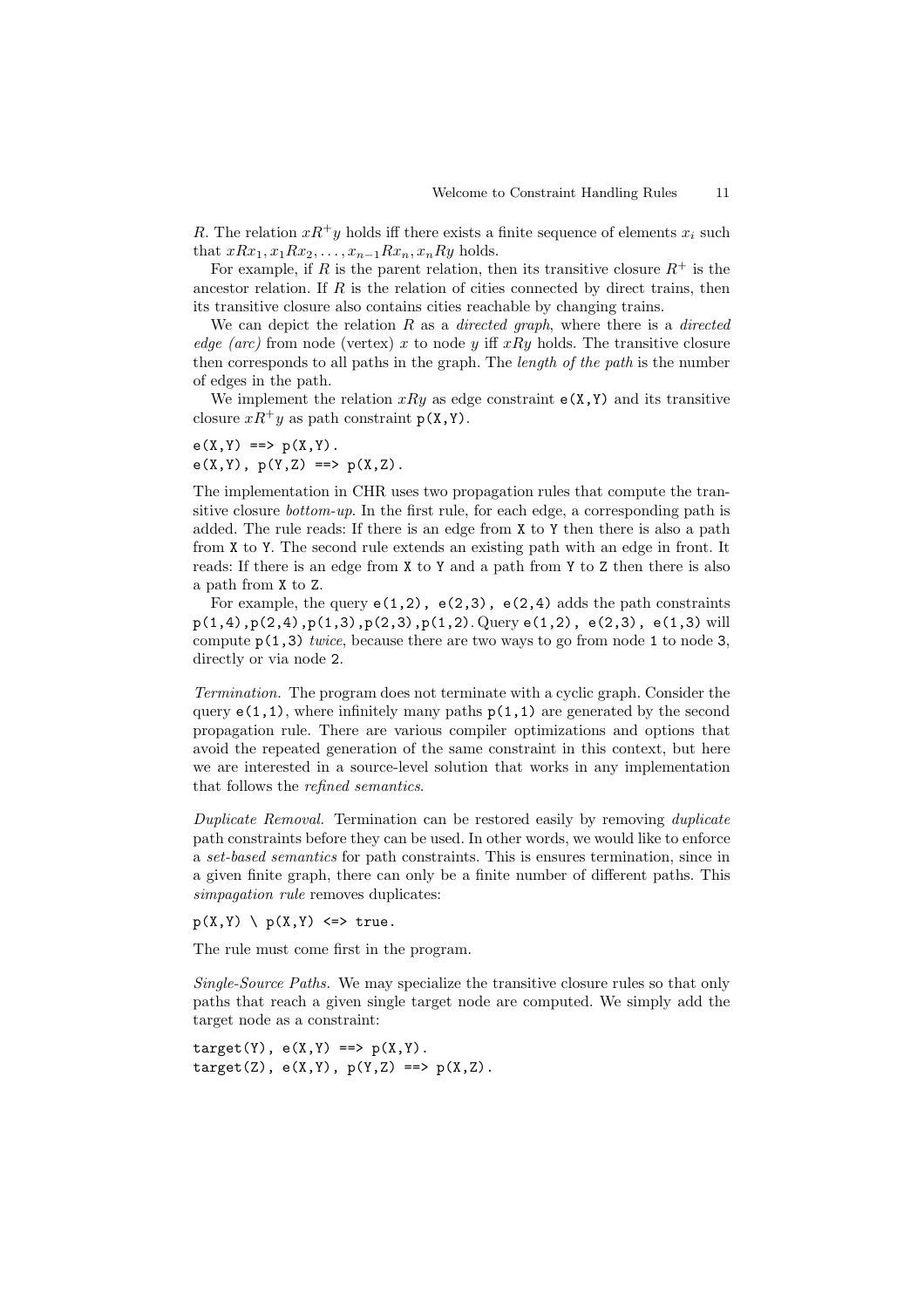$R$. The relation $xR^+y$ holds iff there exists a finite sequence of elements $x_i$ such that $xRx_1, x_1Rx_2, \ldots, x_{n-1}Rx_n, x_nRy$ holds.

For example, if $R$ is the parent relation, then its transitive closure $R^+$ is the ancestor relation. If $R$ is the relation of cities connected by direct trains, then its transitive closure also contains cities reachable by changing trains.

We can depict the relation $R$ as a *directed graph*, where there is a *directed edge (arc)* from node (vertex) $x$ to node $y$ iff $xRy$ holds. The transitive closure then corresponds to all paths in the graph. The *length of the path* is the number of edges in the path.

We implement the relation $xRy$ as edge constraint `e(X,Y)` and its transitive closure $xR^+y$ as path constraint `p(X,Y)`.

```
e(X,Y) ==> p(X,Y).
e(X,Y), p(Y,Z) ==> p(X,Z).
```

The implementation in CHR uses two propagation rules that compute the transitive closure *bottom-up*. In the first rule, for each edge, a corresponding path is added. The rule reads: If there is an edge from `X` to `Y` then there is also a path from `X` to `Y`. The second rule extends an existing path with an edge in front. It reads: If there is an edge from `X` to `Y` and a path from `Y` to `Z` then there is also a path from `X` to `Z`.

For example, the query `e(1,2), e(2,3), e(2,4)` adds the path constraints `p(1,4),p(2,4),p(1,3),p(2,3),p(1,2)`. Query `e(1,2), e(2,3), e(1,3)` will compute `p(1,3)` *twice*, because there are two ways to go from node `1` to node `3`, directly or via node `2`.

*Termination.* The program does not terminate with a cyclic graph. Consider the query `e(1,1)`, where infinitely many paths `p(1,1)` are generated by the second propagation rule. There are various compiler optimizations and options that avoid the repeated generation of the same constraint in this context, but here we are interested in a source-level solution that works in any implementation that follows the *refined semantics*.

*Duplicate Removal.* Termination can be restored easily by removing *duplicate* path constraints before they can be used. In other words, we would like to enforce a *set-based semantics* for path constraints. This is ensures termination, since in a given finite graph, there can only be a finite number of different paths. This *simpagation rule* removes duplicates:

```
p(X,Y) \ p(X,Y) <=> true.
```

The rule must come first in the program.

*Single-Source Paths.* We may specialize the transitive closure rules so that only paths that reach a given single target node are computed. We simply add the target node as a constraint:

```
target(Y), e(X,Y) ==> p(X,Y).
target(Z), e(X,Y), p(Y,Z) ==> p(X,Z).
```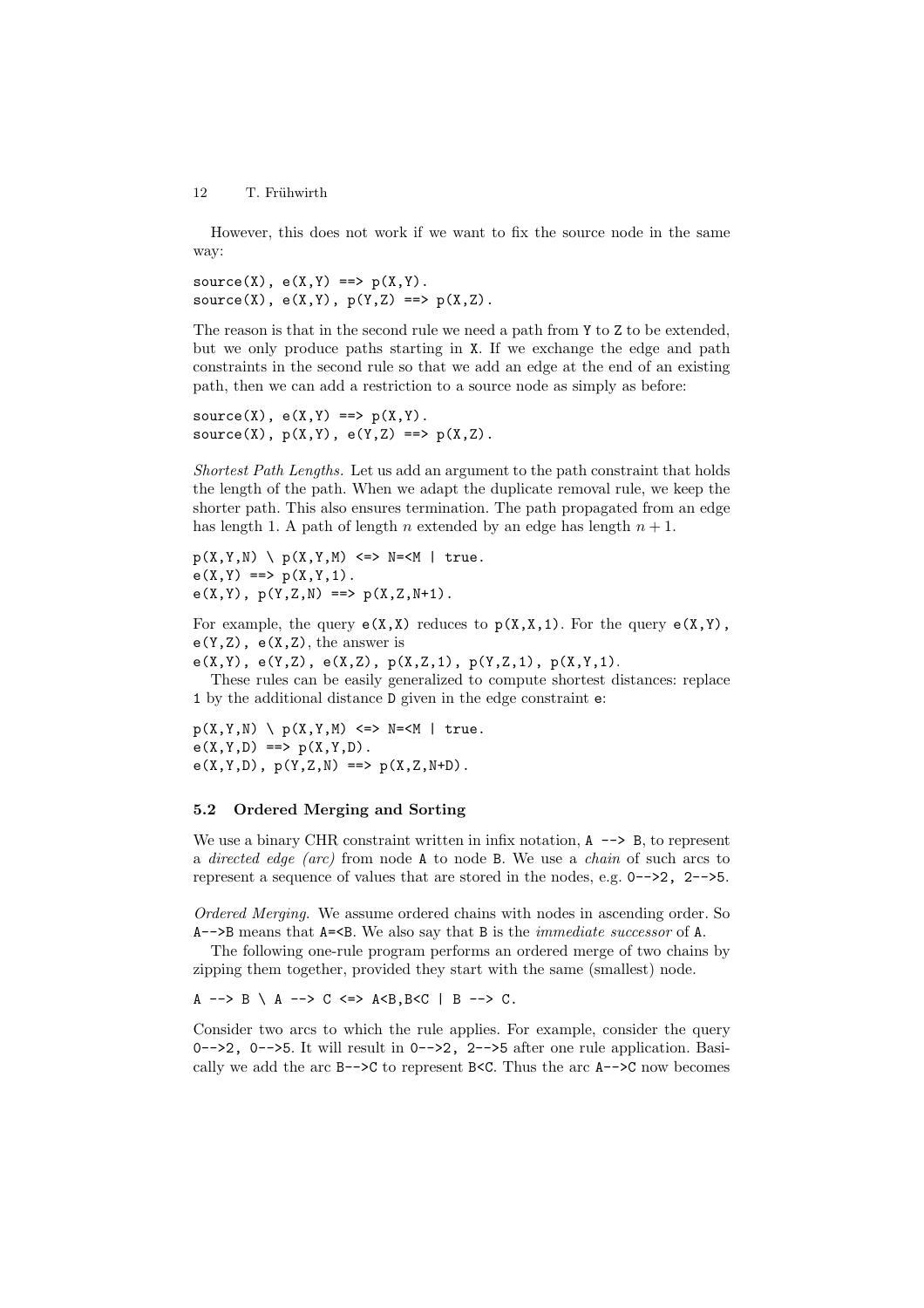However, this does not work if we want to fix the source node in the same way:

```
source(X), e(X,Y) ==> p(X,Y).
source(X), e(X,Y), p(Y,Z) ==> p(X,Z).
```

The reason is that in the second rule we need a path from `Y` to `Z` to be extended, but we only produce paths starting in `X`. If we exchange the edge and path constraints in the second rule so that we add an edge at the end of an existing path, then we can add a restriction to a source node as simply as before:

```
source(X), e(X,Y) ==> p(X,Y).
source(X), p(X,Y), e(Y,Z) ==> p(X,Z).
```

*Shortest Path Lengths.* Let us add an argument to the path constraint that holds the length of the path. When we adapt the duplicate removal rule, we keep the shorter path. This also ensures termination. The path propagated from an edge has length 1. A path of length $n$ extended by an edge has length $n+1$.

```
p(X,Y,N) \ p(X,Y,M) <=> N=<M | true.
e(X,Y) ==> p(X,Y,1).
e(X,Y), p(Y,Z,N) ==> p(X,Z,N+1).
```

For example, the query `e(X,X)` reduces to `p(X,X,1)`. For the query `e(X,Y), e(Y,Z), e(X,Z)`, the answer is
`e(X,Y), e(Y,Z), e(X,Z), p(X,Z,1), p(Y,Z,1), p(X,Y,1)`.

These rules can be easily generalized to compute shortest distances: replace `1` by the additional distance `D` given in the edge constraint `e`:

```
p(X,Y,N) \ p(X,Y,M) <=> N=<M | true.
e(X,Y,D) ==> p(X,Y,D).
e(X,Y,D), p(Y,Z,N) ==> p(X,Z,N+D).
```

### 5.2 Ordered Merging and Sorting

We use a binary CHR constraint written in infix notation, `A --> B`, to represent a *directed edge (arc)* from node `A` to node `B`. We use a *chain* of such arcs to represent a sequence of values that are stored in the nodes, e.g. `0-->2, 2-->5`.

*Ordered Merging.* We assume ordered chains with nodes in ascending order. So `A-->B` means that `A=<B`. We also say that `B` is the *immediate successor* of `A`.

The following one-rule program performs an ordered merge of two chains by zipping them together, provided they start with the same (smallest) node.

```
A --> B \ A --> C <=> A<B,B<C | B --> C.
```

Consider two arcs to which the rule applies. For example, consider the query `0-->2, 0-->5`. It will result in `0-->2, 2-->5` after one rule application. Basically we add the arc `B-->C` to represent `B<C`. Thus the arc `A-->C` now becomes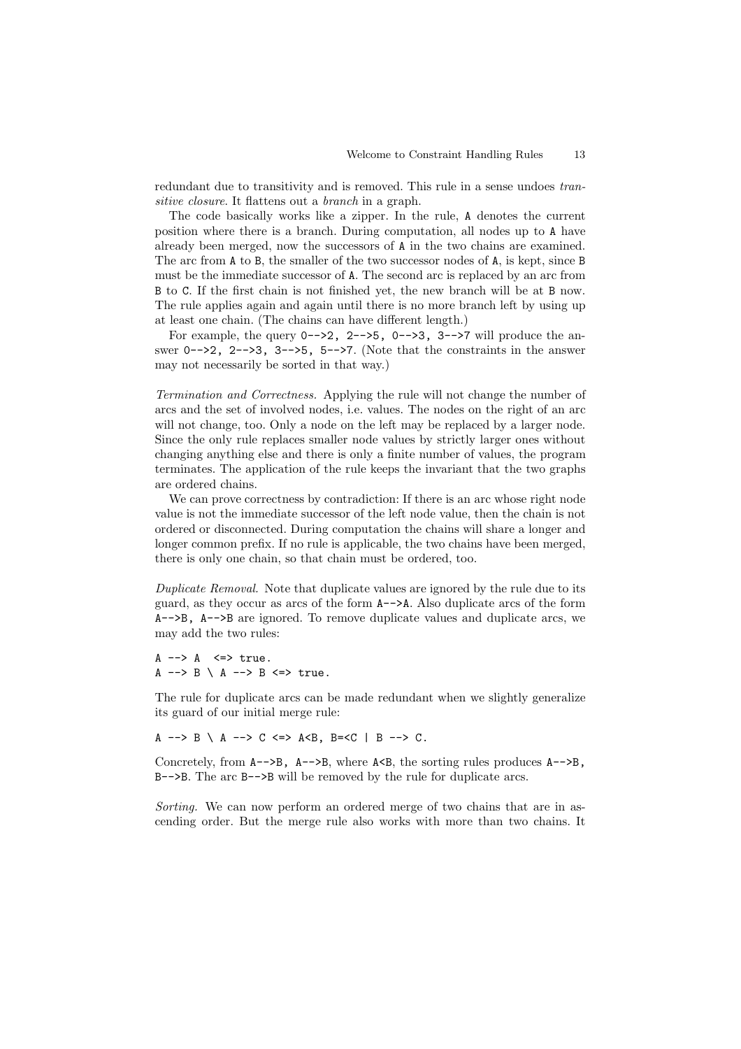redundant due to transitivity and is removed. This rule in a sense undoes *transitive closure*. It flattens out a *branch* in a graph.

The code basically works like a zipper. In the rule, `A` denotes the current position where there is a branch. During computation, all nodes up to `A` have already been merged, now the successors of `A` in the two chains are examined. The arc from `A` to `B`, the smaller of the two successor nodes of `A`, is kept, since `B` must be the immediate successor of `A`. The second arc is replaced by an arc from `B` to `C`. If the first chain is not finished yet, the new branch will be at `B` now. The rule applies again and again until there is no more branch left by using up at least one chain. (The chains can have different length.)

For example, the query `0-->2, 2-->5, 0-->3, 3-->7` will produce the answer `0-->2, 2-->3, 3-->5, 5-->7`. (Note that the constraints in the answer may not necessarily be sorted in that way.)

*Termination and Correctness.* Applying the rule will not change the number of arcs and the set of involved nodes, i.e. values. The nodes on the right of an arc will not change, too. Only a node on the left may be replaced by a larger node. Since the only rule replaces smaller node values by strictly larger ones without changing anything else and there is only a finite number of values, the program terminates. The application of the rule keeps the invariant that the two graphs are ordered chains.

We can prove correctness by contradiction: If there is an arc whose right node value is not the immediate successor of the left node value, then the chain is not ordered or disconnected. During computation the chains will share a longer and longer common prefix. If no rule is applicable, the two chains have been merged, there is only one chain, so that chain must be ordered, too.

*Duplicate Removal.* Note that duplicate values are ignored by the rule due to its guard, as they occur as arcs of the form `A-->A`. Also duplicate arcs of the form `A-->B, A-->B` are ignored. To remove duplicate values and duplicate arcs, we may add the two rules:

```
A --> A  <=> true.
A --> B \ A --> B <=> true.
```

The rule for duplicate arcs can be made redundant when we slightly generalize its guard of our initial merge rule:

```
A --> B \ A --> C <=> A<B, B=<C | B --> C.
```

Concretely, from `A-->B, A-->B`, where `A<B`, the sorting rules produces `A-->B, B-->B`. The arc `B-->B` will be removed by the rule for duplicate arcs.

*Sorting.* We can now perform an ordered merge of two chains that are in ascending order. But the merge rule also works with more than two chains. It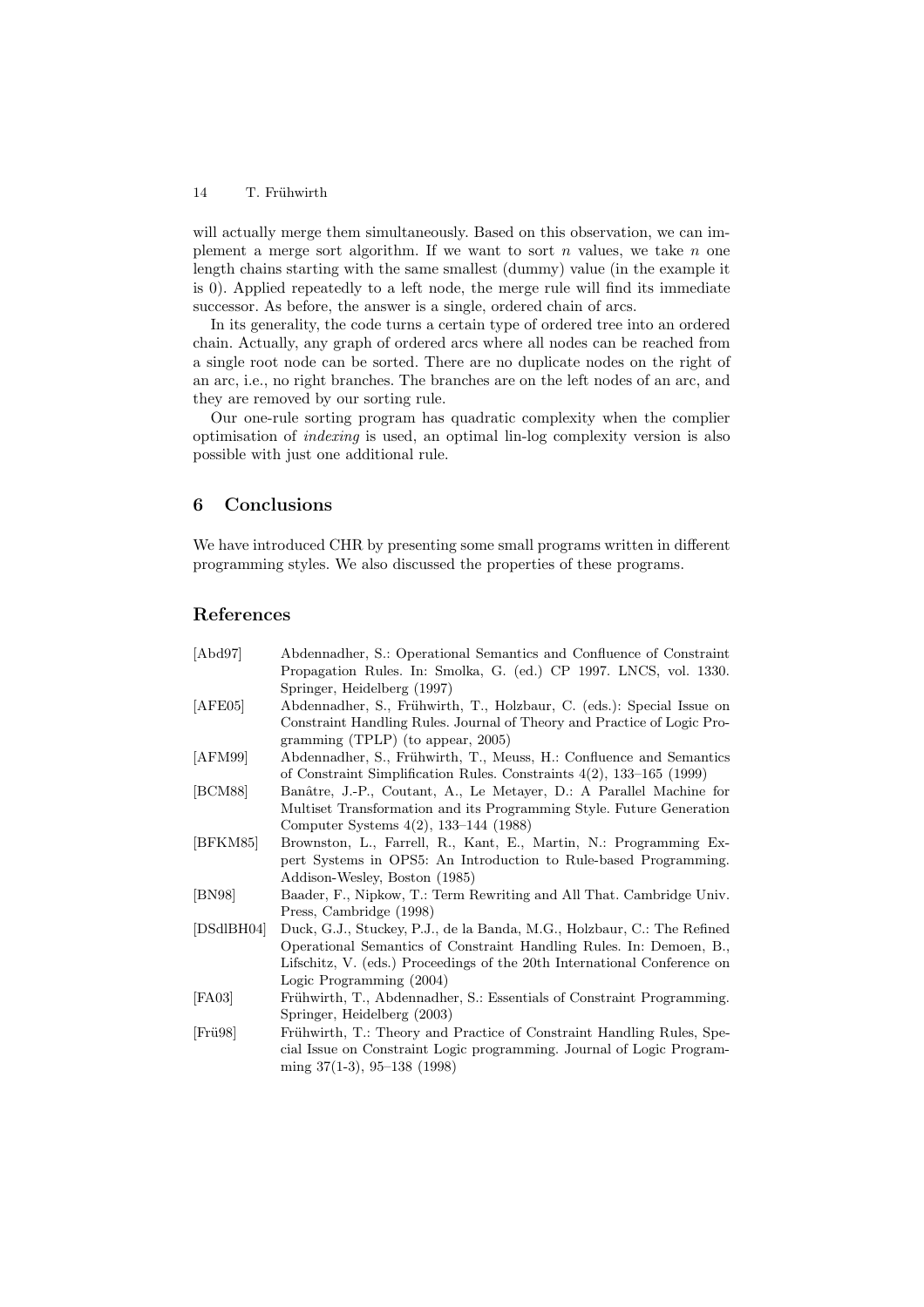will actually merge them simultaneously. Based on this observation, we can implement a merge sort algorithm. If we want to sort $n$ values, we take $n$ one length chains starting with the same smallest (dummy) value (in the example it is 0). Applied repeatedly to a left node, the merge rule will find its immediate successor. As before, the answer is a single, ordered chain of arcs.

In its generality, the code turns a certain type of ordered tree into an ordered chain. Actually, any graph of ordered arcs where all nodes can be reached from a single root node can be sorted. There are no duplicate nodes on the right of an arc, i.e., no right branches. The branches are on the left nodes of an arc, and they are removed by our sorting rule.

Our one-rule sorting program has quadratic complexity when the complier optimisation of *indexing* is used, an optimal lin-log complexity version is also possible with just one additional rule.

## 6 Conclusions

We have introduced CHR by presenting some small programs written in different programming styles. We also discussed the properties of these programs.

## References

[Abd97] Abdennadher, S.: Operational Semantics and Confluence of Constraint Propagation Rules. In: Smolka, G. (ed.) CP 1997. LNCS, vol. 1330. Springer, Heidelberg (1997)

[AFE05] Abdennadher, S., Frühwirth, T., Holzbaur, C. (eds.): Special Issue on Constraint Handling Rules. Journal of Theory and Practice of Logic Programming (TPLP) (to appear, 2005)

[AFM99] Abdennadher, S., Frühwirth, T., Meuss, H.: Confluence and Semantics of Constraint Simplification Rules. Constraints 4(2), 133–165 (1999)

[BCM88] Banâtre, J.-P., Coutant, A., Le Metayer, D.: A Parallel Machine for Multiset Transformation and its Programming Style. Future Generation Computer Systems 4(2), 133–144 (1988)

[BFKM85] Brownston, L., Farrell, R., Kant, E., Martin, N.: Programming Expert Systems in OPS5: An Introduction to Rule-based Programming. Addison-Wesley, Boston (1985)

[BN98] Baader, F., Nipkow, T.: Term Rewriting and All That. Cambridge Univ. Press, Cambridge (1998)

[DSdlBH04] Duck, G.J., Stuckey, P.J., de la Banda, M.G., Holzbaur, C.: The Refined Operational Semantics of Constraint Handling Rules. In: Demoen, B., Lifschitz, V. (eds.) Proceedings of the 20th International Conference on Logic Programming (2004)

[FA03] Frühwirth, T., Abdennadher, S.: Essentials of Constraint Programming. Springer, Heidelberg (2003)

[Frü98] Frühwirth, T.: Theory and Practice of Constraint Handling Rules, Special Issue on Constraint Logic programming. Journal of Logic Programming 37(1-3), 95–138 (1998)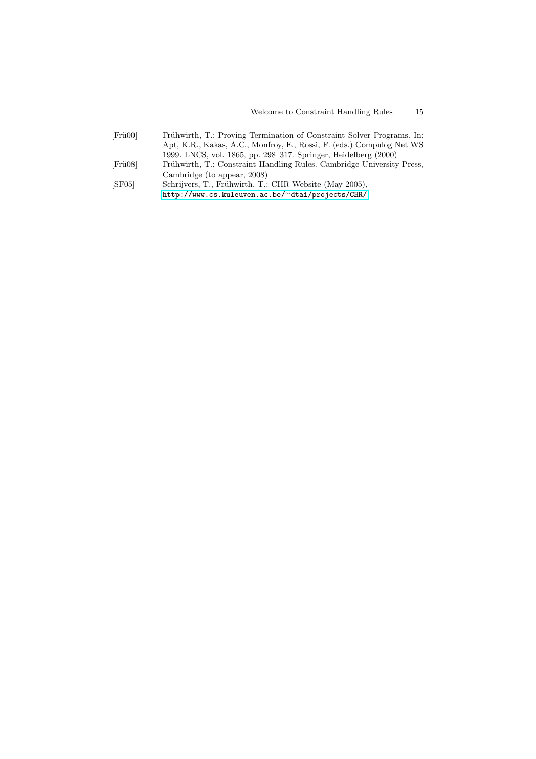[Frü00] Frühwirth, T.: Proving Termination of Constraint Solver Programs. In: Apt, K.R., Kakas, A.C., Monfroy, E., Rossi, F. (eds.) Compulog Net WS 1999. LNCS, vol. 1865, pp. 298–317. Springer, Heidelberg (2000)

[Frü08] Frühwirth, T.: Constraint Handling Rules. Cambridge University Press, Cambridge (to appear, 2008)

[SF05] Schrijvers, T., Frühwirth, T.: CHR Website (May 2005), http://www.cs.kuleuven.ac.be/~dtai/projects/CHR/